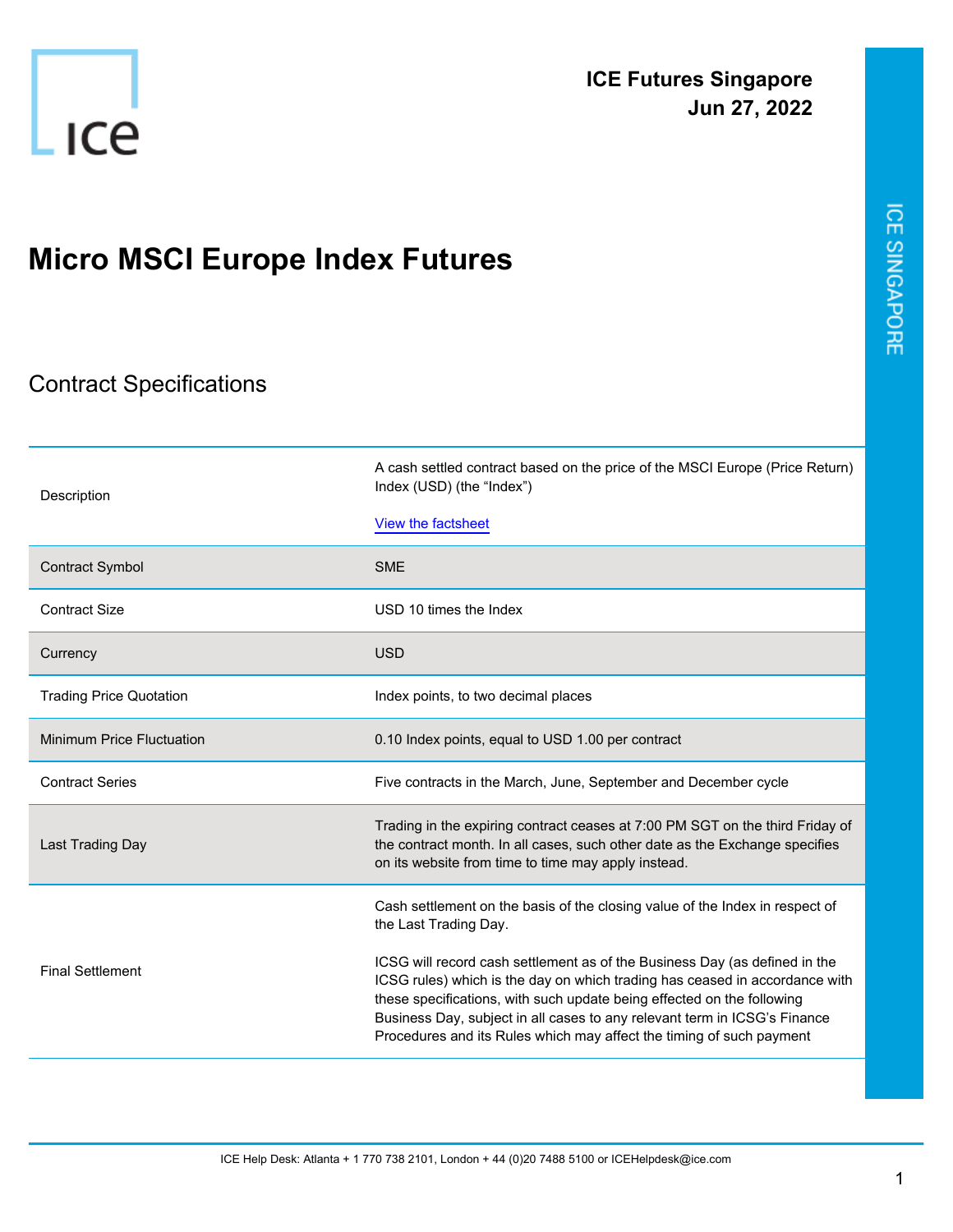**ICE Futures Singapore**
**Jun 27, 2022**

# Micro MSCI Europe Index Futures

## Contract Specifications

| | |
|---|---|
| Description | A cash settled contract based on the price of the MSCI Europe (Price Return) Index (USD) (the "Index")<br><br>View the factsheet |
| Contract Symbol | SME |
| Contract Size | USD 10 times the Index |
| Currency | USD |
| Trading Price Quotation | Index points, to two decimal places |
| Minimum Price Fluctuation | 0.10 Index points, equal to USD 1.00 per contract |
| Contract Series | Five contracts in the March, June, September and December cycle |
| Last Trading Day | Trading in the expiring contract ceases at 7:00 PM SGT on the third Friday of the contract month. In all cases, such other date as the Exchange specifies on its website from time to time may apply instead. |
| Final Settlement | Cash settlement on the basis of the closing value of the Index in respect of the Last Trading Day.<br><br>ICSG will record cash settlement as of the Business Day (as defined in the ICSG rules) which is the day on which trading has ceased in accordance with these specifications, with such update being effected on the following Business Day, subject in all cases to any relevant term in ICSG's Finance Procedures and its Rules which may affect the timing of such payment |

ICE Help Desk: Atlanta + 1 770 738 2101, London + 44 (0)20 7488 5100 or ICEHelpdesk@ice.com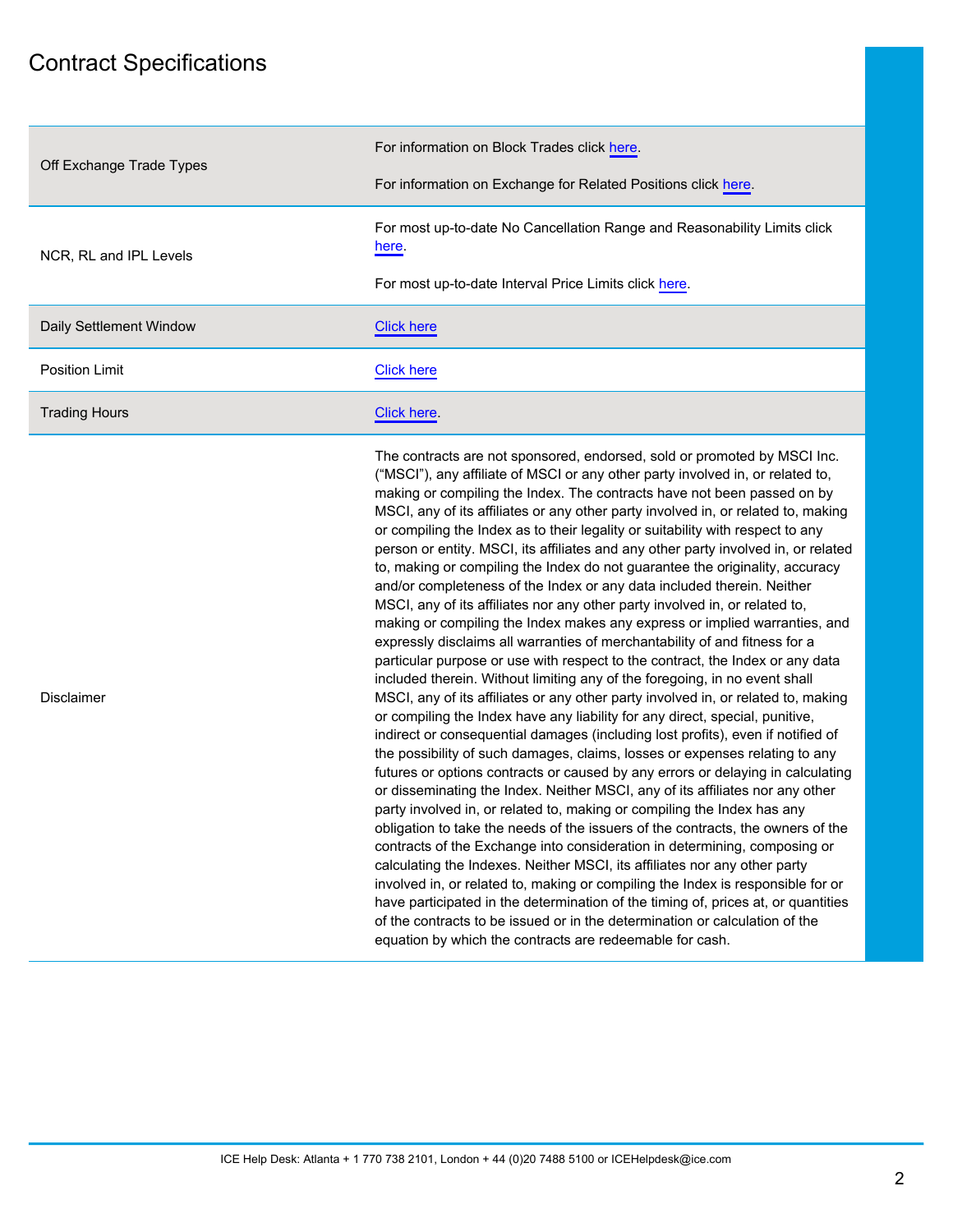# Contract Specifications

| | |
|---|---|
| Off Exchange Trade Types | For information on Block Trades click here.<br><br>For information on Exchange for Related Positions click here. |
| NCR, RL and IPL Levels | For most up-to-date No Cancellation Range and Reasonability Limits click here.<br><br>For most up-to-date Interval Price Limits click here. |
| Daily Settlement Window | Click here |
| Position Limit | Click here |
| Trading Hours | Click here. |
| Disclaimer | The contracts are not sponsored, endorsed, sold or promoted by MSCI Inc. (“MSCI”), any affiliate of MSCI or any other party involved in, or related to, making or compiling the Index. The contracts have not been passed on by MSCI, any of its affiliates or any other party involved in, or related to, making or compiling the Index as to their legality or suitability with respect to any person or entity. MSCI, its affiliates and any other party involved in, or related to, making or compiling the Index do not guarantee the originality, accuracy and/or completeness of the Index or any data included therein. Neither MSCI, any of its affiliates nor any other party involved in, or related to, making or compiling the Index makes any express or implied warranties, and expressly disclaims all warranties of merchantability of and fitness for a particular purpose or use with respect to the contract, the Index or any data included therein. Without limiting any of the foregoing, in no event shall MSCI, any of its affiliates or any other party involved in, or related to, making or compiling the Index have any liability for any direct, special, punitive, indirect or consequential damages (including lost profits), even if notified of the possibility of such damages, claims, losses or expenses relating to any futures or options contracts or caused by any errors or delaying in calculating or disseminating the Index. Neither MSCI, any of its affiliates nor any other party involved in, or related to, making or compiling the Index has any obligation to take the needs of the issuers of the contracts, the owners of the contracts of the Exchange into consideration in determining, composing or calculating the Indexes. Neither MSCI, its affiliates nor any other party involved in, or related to, making or compiling the Index is responsible for or have participated in the determination of the timing of, prices at, or quantities of the contracts to be issued or in the determination or calculation of the equation by which the contracts are redeemable for cash. |

ICE Help Desk: Atlanta + 1 770 738 2101, London + 44 (0)20 7488 5100 or ICEHelpdesk@ice.com